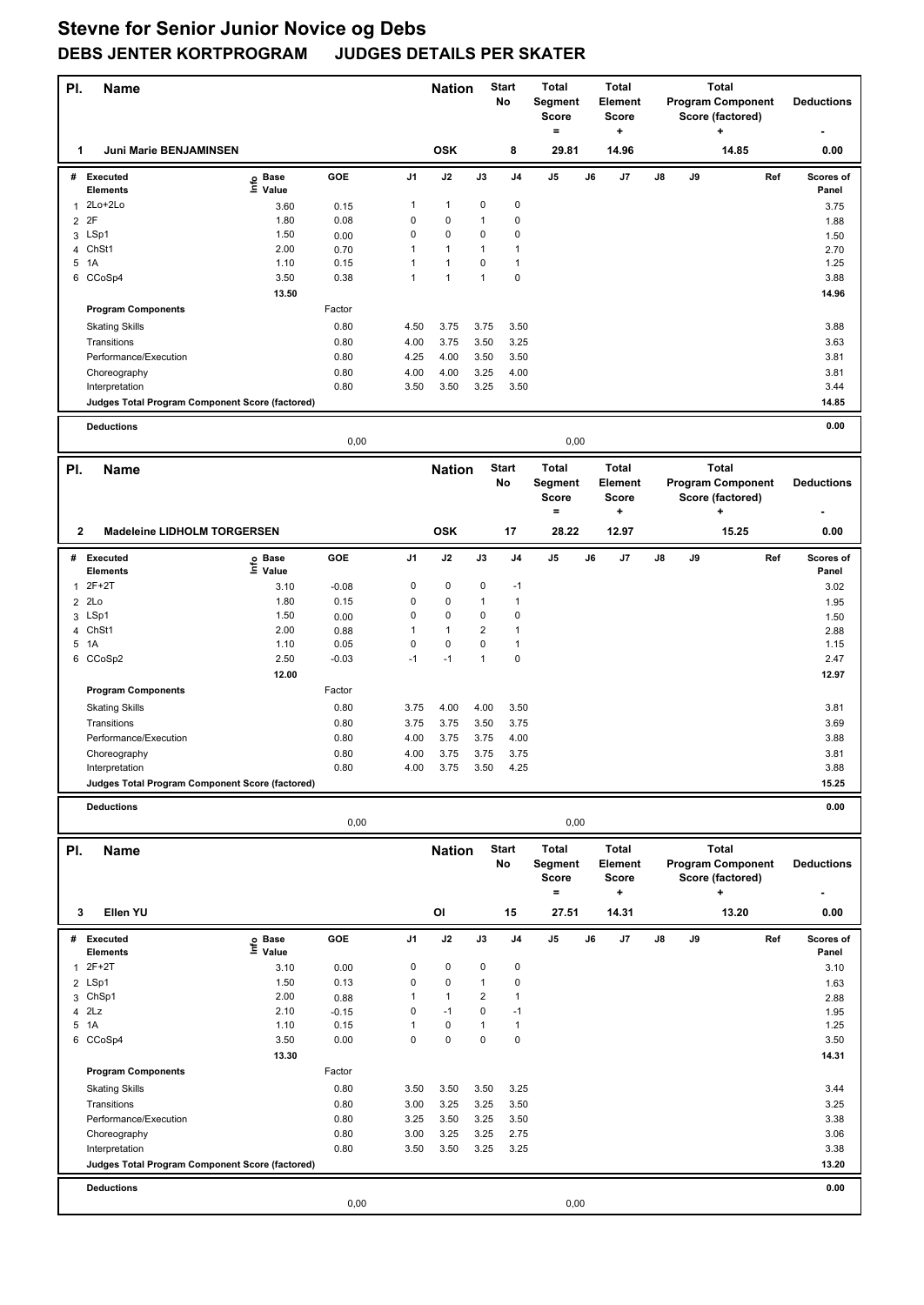# Stevne for Senior Junior Novice og Debs

## DEBS JENTER KORTPROGRAM JUDGES DETAILS PER SKATER

| Pl. | Name | Nation | Start No | Total Segment Score = | Total Element Score + | Total Program Component Score (factored) + | Deductions - |
|---|---|---|---|---|---|---|---|
| 1 | Juni Marie BENJAMINSEN | OSK | 8 | 29.81 | 14.96 | 14.85 | 0.00 |

| # | Executed Elements | Info | Base Value | GOE | J1 | J2 | J3 | J4 | J5 | J6 | J7 | J8 | J9 | Ref | Scores of Panel |
|---|---|---|---|---|---|---|---|---|---|---|---|---|---|---|---|
| 1 | 2Lo+2Lo | | 3.60 | 0.15 | 1 | 1 | 0 | 0 | | | | | | | 3.75 |
| 2 | 2F | | 1.80 | 0.08 | 0 | 0 | 1 | 0 | | | | | | | 1.88 |
| 3 | LSp1 | | 1.50 | 0.00 | 0 | 0 | 0 | 0 | | | | | | | 1.50 |
| 4 | ChSt1 | | 2.00 | 0.70 | 1 | 1 | 1 | 1 | | | | | | | 2.70 |
| 5 | 1A | | 1.10 | 0.15 | 1 | 1 | 0 | 1 | | | | | | | 1.25 |
| 6 | CCoSp4 | | 3.50 | 0.38 | 1 | 1 | 1 | 0 | | | | | | | 3.88 |
| | | | 13.50 | | | | | | | | | | | | 14.96 |
| | **Program Components** | | | Factor | | | | | | | | | | | |
| | Skating Skills | | | 0.80 | 4.50 | 3.75 | 3.75 | 3.50 | | | | | | | 3.88 |
| | Transitions | | | 0.80 | 4.00 | 3.75 | 3.50 | 3.25 | | | | | | | 3.63 |
| | Performance/Execution | | | 0.80 | 4.25 | 4.00 | 3.50 | 3.50 | | | | | | | 3.81 |
| | Choreography | | | 0.80 | 4.00 | 4.00 | 3.25 | 4.00 | | | | | | | 3.81 |
| | Interpretation | | | 0.80 | 3.50 | 3.50 | 3.25 | 3.50 | | | | | | | 3.44 |
| | **Judges Total Program Component Score (factored)** | | | | | | | | | | | | | | 14.85 |
| | **Deductions** | | | 0,00 | | | | | 0,00 | | | | | | 0.00 |

| Pl. | Name | Nation | Start No | Total Segment Score = | Total Element Score + | Total Program Component Score (factored) + | Deductions - |
|---|---|---|---|---|---|---|---|
| 2 | Madeleine LIDHOLM TORGERSEN | OSK | 17 | 28.22 | 12.97 | 15.25 | 0.00 |

| # | Executed Elements | Info | Base Value | GOE | J1 | J2 | J3 | J4 | J5 | J6 | J7 | J8 | J9 | Ref | Scores of Panel |
|---|---|---|---|---|---|---|---|---|---|---|---|---|---|---|---|
| 1 | 2F+2T | | 3.10 | -0.08 | 0 | 0 | 0 | -1 | | | | | | | 3.02 |
| 2 | 2Lo | | 1.80 | 0.15 | 0 | 0 | 1 | 1 | | | | | | | 1.95 |
| 3 | LSp1 | | 1.50 | 0.00 | 0 | 0 | 0 | 0 | | | | | | | 1.50 |
| 4 | ChSt1 | | 2.00 | 0.88 | 1 | 1 | 2 | 1 | | | | | | | 2.88 |
| 5 | 1A | | 1.10 | 0.05 | 0 | 0 | 0 | 1 | | | | | | | 1.15 |
| 6 | CCoSp2 | | 2.50 | -0.03 | -1 | -1 | 1 | 0 | | | | | | | 2.47 |
| | | | 12.00 | | | | | | | | | | | | 12.97 |
| | **Program Components** | | | Factor | | | | | | | | | | | |
| | Skating Skills | | | 0.80 | 3.75 | 4.00 | 4.00 | 3.50 | | | | | | | 3.81 |
| | Transitions | | | 0.80 | 3.75 | 3.75 | 3.50 | 3.75 | | | | | | | 3.69 |
| | Performance/Execution | | | 0.80 | 4.00 | 3.75 | 3.75 | 4.00 | | | | | | | 3.88 |
| | Choreography | | | 0.80 | 4.00 | 3.75 | 3.75 | 3.75 | | | | | | | 3.81 |
| | Interpretation | | | 0.80 | 4.00 | 3.75 | 3.50 | 4.25 | | | | | | | 3.88 |
| | **Judges Total Program Component Score (factored)** | | | | | | | | | | | | | | 15.25 |
| | **Deductions** | | | 0,00 | | | | | 0,00 | | | | | | 0.00 |

| Pl. | Name | Nation | Start No | Total Segment Score = | Total Element Score + | Total Program Component Score (factored) + | Deductions - |
|---|---|---|---|---|---|---|---|
| 3 | Ellen YU | OI | 15 | 27.51 | 14.31 | 13.20 | 0.00 |

| # | Executed Elements | Info | Base Value | GOE | J1 | J2 | J3 | J4 | J5 | J6 | J7 | J8 | J9 | Ref | Scores of Panel |
|---|---|---|---|---|---|---|---|---|---|---|---|---|---|---|---|
| 1 | 2F+2T | | 3.10 | 0.00 | 0 | 0 | 0 | 0 | | | | | | | 3.10 |
| 2 | LSp1 | | 1.50 | 0.13 | 0 | 0 | 1 | 0 | | | | | | | 1.63 |
| 3 | ChSp1 | | 2.00 | 0.88 | 1 | 1 | 2 | 1 | | | | | | | 2.88 |
| 4 | 2Lz | | 2.10 | -0.15 | 0 | -1 | 0 | -1 | | | | | | | 1.95 |
| 5 | 1A | | 1.10 | 0.15 | 1 | 0 | 1 | 1 | | | | | | | 1.25 |
| 6 | CCoSp4 | | 3.50 | 0.00 | 0 | 0 | 0 | 0 | | | | | | | 3.50 |
| | | | 13.30 | | | | | | | | | | | | 14.31 |
| | **Program Components** | | | Factor | | | | | | | | | | | |
| | Skating Skills | | | 0.80 | 3.50 | 3.50 | 3.50 | 3.25 | | | | | | | 3.44 |
| | Transitions | | | 0.80 | 3.00 | 3.25 | 3.25 | 3.50 | | | | | | | 3.25 |
| | Performance/Execution | | | 0.80 | 3.25 | 3.50 | 3.25 | 3.50 | | | | | | | 3.38 |
| | Choreography | | | 0.80 | 3.00 | 3.25 | 3.25 | 2.75 | | | | | | | 3.06 |
| | Interpretation | | | 0.80 | 3.50 | 3.50 | 3.25 | 3.25 | | | | | | | 3.38 |
| | **Judges Total Program Component Score (factored)** | | | | | | | | | | | | | | 13.20 |
| | **Deductions** | | | 0,00 | | | | | 0,00 | | | | | | 0.00 |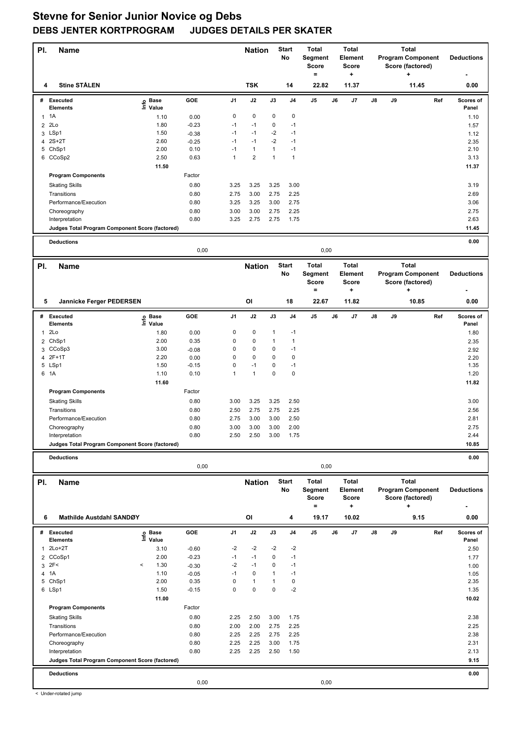# Stevne for Senior Junior Novice og Debs

## DEBS JENTER KORTPROGRAM JUDGES DETAILS PER SKATER

| Pl. | Name | Nation | Start No | Total Segment Score = | Total Element Score + | Total Program Component Score (factored) + | Deductions - |
|---|---|---|---|---|---|---|---|
| 4 | Stine STÅLEN | TSK | 14 | 22.82 | 11.37 | 11.45 | 0.00 |

| # | Executed Elements | Info | Base Value | GOE | J1 | J2 | J3 | J4 | J5 | J6 | J7 | J8 | J9 | Ref | Scores of Panel |
|---|---|---|---|---|---|---|---|---|---|---|---|---|---|---|---|
| 1 | 1A | | 1.10 | 0.00 | 0 | 0 | 0 | 0 | | | | | | | 1.10 |
| 2 | 2Lo | | 1.80 | -0.23 | -1 | -1 | 0 | -1 | | | | | | | 1.57 |
| 3 | LSp1 | | 1.50 | -0.38 | -1 | -1 | -2 | -1 | | | | | | | 1.12 |
| 4 | 2S+2T | | 2.60 | -0.25 | -1 | -1 | -2 | -1 | | | | | | | 2.35 |
| 5 | ChSp1 | | 2.00 | 0.10 | -1 | 1 | 1 | -1 | | | | | | | 2.10 |
| 6 | CCoSp2 | | 2.50 | 0.63 | 1 | 2 | 1 | 1 | | | | | | | 3.13 |
| | | | 11.50 | | | | | | | | | | | | 11.37 |
| | **Program Components** | | | Factor | | | | | | | | | | | |
| | Skating Skills | | | 0.80 | 3.25 | 3.25 | 3.25 | 3.00 | | | | | | | 3.19 |
| | Transitions | | | 0.80 | 2.75 | 3.00 | 2.75 | 2.25 | | | | | | | 2.69 |
| | Performance/Execution | | | 0.80 | 3.25 | 3.25 | 3.00 | 2.75 | | | | | | | 3.06 |
| | Choreography | | | 0.80 | 3.00 | 3.00 | 2.75 | 2.25 | | | | | | | 2.75 |
| | Interpretation | | | 0.80 | 3.25 | 2.75 | 2.75 | 1.75 | | | | | | | 2.63 |
| | **Judges Total Program Component Score (factored)** | | | | | | | | | | | | | | 11.45 |
| | **Deductions** | | | 0,00 | | | | | 0,00 | | | | | | 0.00 |

| Pl. | Name | Nation | Start No | Total Segment Score = | Total Element Score + | Total Program Component Score (factored) + | Deductions - |
|---|---|---|---|---|---|---|---|
| 5 | Jannicke Ferger PEDERSEN | OI | 18 | 22.67 | 11.82 | 10.85 | 0.00 |

| # | Executed Elements | Info | Base Value | GOE | J1 | J2 | J3 | J4 | J5 | J6 | J7 | J8 | J9 | Ref | Scores of Panel |
|---|---|---|---|---|---|---|---|---|---|---|---|---|---|---|---|
| 1 | 2Lo | | 1.80 | 0.00 | 0 | 0 | 1 | -1 | | | | | | | 1.80 |
| 2 | ChSp1 | | 2.00 | 0.35 | 0 | 0 | 1 | 1 | | | | | | | 2.35 |
| 3 | CCoSp3 | | 3.00 | -0.08 | 0 | 0 | 0 | -1 | | | | | | | 2.92 |
| 4 | 2F+1T | | 2.20 | 0.00 | 0 | 0 | 0 | 0 | | | | | | | 2.20 |
| 5 | LSp1 | | 1.50 | -0.15 | 0 | -1 | 0 | -1 | | | | | | | 1.35 |
| 6 | 1A | | 1.10 | 0.10 | 1 | 1 | 0 | 0 | | | | | | | 1.20 |
| | | | 11.60 | | | | | | | | | | | | 11.82 |
| | **Program Components** | | | Factor | | | | | | | | | | | |
| | Skating Skills | | | 0.80 | 3.00 | 3.25 | 3.25 | 2.50 | | | | | | | 3.00 |
| | Transitions | | | 0.80 | 2.50 | 2.75 | 2.75 | 2.25 | | | | | | | 2.56 |
| | Performance/Execution | | | 0.80 | 2.75 | 3.00 | 3.00 | 2.50 | | | | | | | 2.81 |
| | Choreography | | | 0.80 | 3.00 | 3.00 | 3.00 | 2.00 | | | | | | | 2.75 |
| | Interpretation | | | 0.80 | 2.50 | 2.50 | 3.00 | 1.75 | | | | | | | 2.44 |
| | **Judges Total Program Component Score (factored)** | | | | | | | | | | | | | | 10.85 |
| | **Deductions** | | | 0,00 | | | | | 0,00 | | | | | | 0.00 |

| Pl. | Name | Nation | Start No | Total Segment Score = | Total Element Score + | Total Program Component Score (factored) + | Deductions - |
|---|---|---|---|---|---|---|---|
| 6 | Mathilde Austdahl SANDØY | OI | 4 | 19.17 | 10.02 | 9.15 | 0.00 |

| # | Executed Elements | Info | Base Value | GOE | J1 | J2 | J3 | J4 | J5 | J6 | J7 | J8 | J9 | Ref | Scores of Panel |
|---|---|---|---|---|---|---|---|---|---|---|---|---|---|---|---|
| 1 | 2Lo+2T | | 3.10 | -0.60 | -2 | -2 | -2 | -2 | | | | | | | 2.50 |
| 2 | CCoSp1 | | 2.00 | -0.23 | -1 | -1 | 0 | -1 | | | | | | | 1.77 |
| 3 | 2F< | < | 1.30 | -0.30 | -2 | -1 | 0 | -1 | | | | | | | 1.00 |
| 4 | 1A | | 1.10 | -0.05 | -1 | 0 | 1 | -1 | | | | | | | 1.05 |
| 5 | ChSp1 | | 2.00 | 0.35 | 0 | 1 | 1 | 0 | | | | | | | 2.35 |
| 6 | LSp1 | | 1.50 | -0.15 | 0 | 0 | 0 | -2 | | | | | | | 1.35 |
| | | | 11.00 | | | | | | | | | | | | 10.02 |
| | **Program Components** | | | Factor | | | | | | | | | | | |
| | Skating Skills | | | 0.80 | 2.25 | 2.50 | 3.00 | 1.75 | | | | | | | 2.38 |
| | Transitions | | | 0.80 | 2.00 | 2.00 | 2.75 | 2.25 | | | | | | | 2.25 |
| | Performance/Execution | | | 0.80 | 2.25 | 2.25 | 2.75 | 2.25 | | | | | | | 2.38 |
| | Choreography | | | 0.80 | 2.25 | 2.25 | 3.00 | 1.75 | | | | | | | 2.31 |
| | Interpretation | | | 0.80 | 2.25 | 2.25 | 2.50 | 1.50 | | | | | | | 2.13 |
| | **Judges Total Program Component Score (factored)** | | | | | | | | | | | | | | 9.15 |
| | **Deductions** | | | 0,00 | | | | | 0,00 | | | | | | 0.00 |

< Under-rotated jump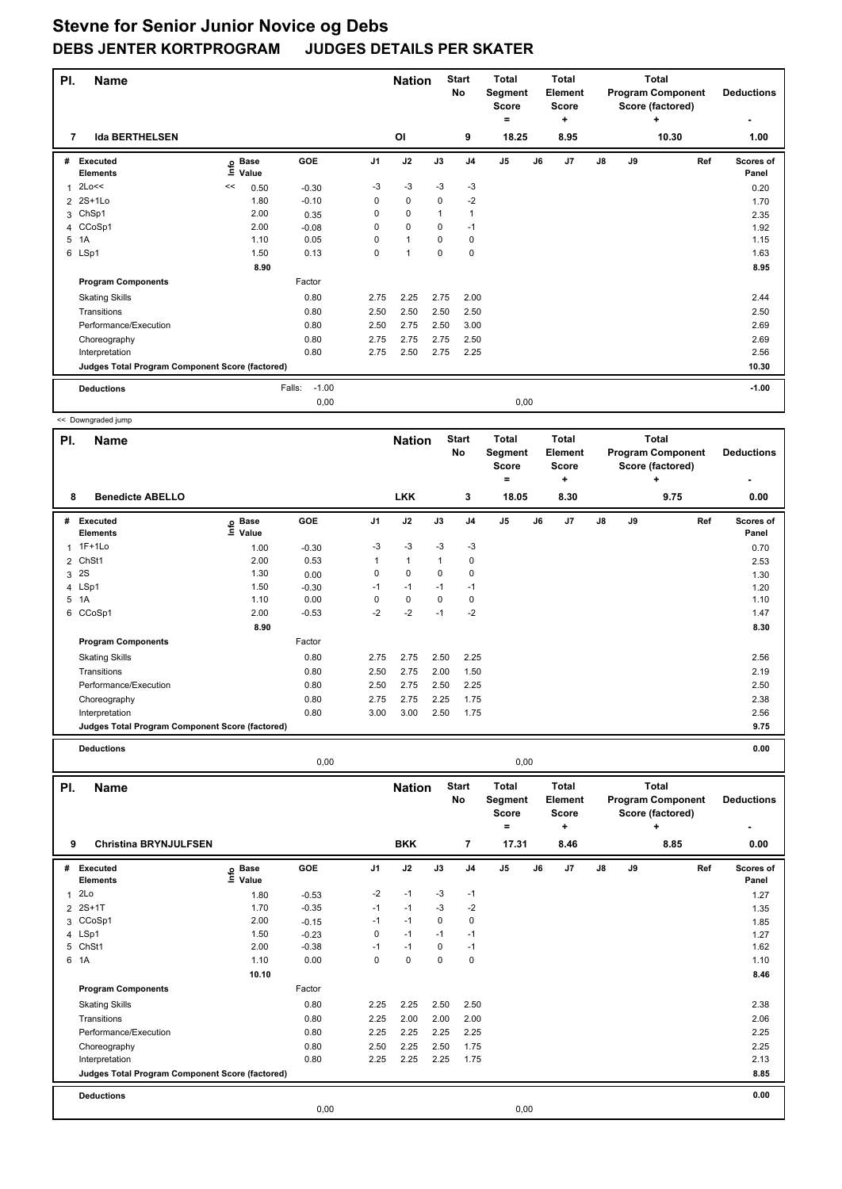# Stevne for Senior Junior Novice og Debs

## DEBS JENTER KORTPROGRAM JUDGES DETAILS PER SKATER

| Pl. | Name | Nation | Start No | Total Segment Score = | Total Element Score + | Total Program Component Score (factored) + | Deductions - |
|---|---|---|---|---|---|---|---|
| 7 | Ida BERTHELSEN | OI | 9 | 18.25 | 8.95 | 10.30 | 1.00 |

| # | Executed Elements | Info | Base Value | GOE | J1 | J2 | J3 | J4 | J5 | J6 | J7 | J8 | J9 | Ref | Scores of Panel |
|---|---|---|---|---|---|---|---|---|---|---|---|---|---|---|---|
| 1 | 2Lo<< | << | 0.50 | -0.30 | -3 | -3 | -3 | -3 | | | | | | | 0.20 |
| 2 | 2S+1Lo | | 1.80 | -0.10 | 0 | 0 | 0 | -2 | | | | | | | 1.70 |
| 3 | ChSp1 | | 2.00 | 0.35 | 0 | 0 | 1 | 1 | | | | | | | 2.35 |
| 4 | CCoSp1 | | 2.00 | -0.08 | 0 | 0 | 0 | -1 | | | | | | | 1.92 |
| 5 | 1A | | 1.10 | 0.05 | 0 | 1 | 0 | 0 | | | | | | | 1.15 |
| 6 | LSp1 | | 1.50 | 0.13 | 0 | 1 | 0 | 0 | | | | | | | 1.63 |
| | | | 8.90 | | | | | | | | | | | | 8.95 |
| | **Program Components** | | | Factor | | | | | | | | | | | |
| | Skating Skills | | | 0.80 | 2.75 | 2.25 | 2.75 | 2.00 | | | | | | | 2.44 |
| | Transitions | | | 0.80 | 2.50 | 2.50 | 2.50 | 2.50 | | | | | | | 2.50 |
| | Performance/Execution | | | 0.80 | 2.50 | 2.75 | 2.50 | 3.00 | | | | | | | 2.69 |
| | Choreography | | | 0.80 | 2.75 | 2.75 | 2.75 | 2.50 | | | | | | | 2.69 |
| | Interpretation | | | 0.80 | 2.75 | 2.50 | 2.75 | 2.25 | | | | | | | 2.56 |
| | **Judges Total Program Component Score (factored)** | | | | | | | | | | | | | | 10.30 |
| | **Deductions** | | | Falls: -1.00 | | | | | | | | | | | -1.00 |
| | | | | 0,00 | | | | | 0,00 | | | | | | |

<< Downgraded jump

| Pl. | Name | Nation | Start No | Total Segment Score = | Total Element Score + | Total Program Component Score (factored) + | Deductions - |
|---|---|---|---|---|---|---|---|
| 8 | Benedicte ABELLO | LKK | 3 | 18.05 | 8.30 | 9.75 | 0.00 |

| # | Executed Elements | Info | Base Value | GOE | J1 | J2 | J3 | J4 | J5 | J6 | J7 | J8 | J9 | Ref | Scores of Panel |
|---|---|---|---|---|---|---|---|---|---|---|---|---|---|---|---|
| 1 | 1F+1Lo | | 1.00 | -0.30 | -3 | -3 | -3 | -3 | | | | | | | 0.70 |
| 2 | ChSt1 | | 2.00 | 0.53 | 1 | 1 | 1 | 0 | | | | | | | 2.53 |
| 3 | 2S | | 1.30 | 0.00 | 0 | 0 | 0 | 0 | | | | | | | 1.30 |
| 4 | LSp1 | | 1.50 | -0.30 | -1 | -1 | -1 | -1 | | | | | | | 1.20 |
| 5 | 1A | | 1.10 | 0.00 | 0 | 0 | 0 | 0 | | | | | | | 1.10 |
| 6 | CCoSp1 | | 2.00 | -0.53 | -2 | -2 | -1 | -2 | | | | | | | 1.47 |
| | | | 8.90 | | | | | | | | | | | | 8.30 |
| | **Program Components** | | | Factor | | | | | | | | | | | |
| | Skating Skills | | | 0.80 | 2.75 | 2.75 | 2.50 | 2.25 | | | | | | | 2.56 |
| | Transitions | | | 0.80 | 2.50 | 2.75 | 2.00 | 1.50 | | | | | | | 2.19 |
| | Performance/Execution | | | 0.80 | 2.50 | 2.75 | 2.50 | 2.25 | | | | | | | 2.50 |
| | Choreography | | | 0.80 | 2.75 | 2.75 | 2.25 | 1.75 | | | | | | | 2.38 |
| | Interpretation | | | 0.80 | 3.00 | 3.00 | 2.50 | 1.75 | | | | | | | 2.56 |
| | **Judges Total Program Component Score (factored)** | | | | | | | | | | | | | | 9.75 |
| | **Deductions** | | | | | | | | | | | | | | 0.00 |
| | | | | 0,00 | | | | | 0,00 | | | | | | |

| Pl. | Name | Nation | Start No | Total Segment Score = | Total Element Score + | Total Program Component Score (factored) + | Deductions - |
|---|---|---|---|---|---|---|---|
| 9 | Christina BRYNJULFSEN | BKK | 7 | 17.31 | 8.46 | 8.85 | 0.00 |

| # | Executed Elements | Info | Base Value | GOE | J1 | J2 | J3 | J4 | J5 | J6 | J7 | J8 | J9 | Ref | Scores of Panel |
|---|---|---|---|---|---|---|---|---|---|---|---|---|---|---|---|
| 1 | 2Lo | | 1.80 | -0.53 | -2 | -1 | -3 | -1 | | | | | | | 1.27 |
| 2 | 2S+1T | | 1.70 | -0.35 | -1 | -1 | -3 | -2 | | | | | | | 1.35 |
| 3 | CCoSp1 | | 2.00 | -0.15 | -1 | -1 | 0 | 0 | | | | | | | 1.85 |
| 4 | LSp1 | | 1.50 | -0.23 | 0 | -1 | -1 | -1 | | | | | | | 1.27 |
| 5 | ChSt1 | | 2.00 | -0.38 | -1 | -1 | 0 | -1 | | | | | | | 1.62 |
| 6 | 1A | | 1.10 | 0.00 | 0 | 0 | 0 | 0 | | | | | | | 1.10 |
| | | | 10.10 | | | | | | | | | | | | 8.46 |
| | **Program Components** | | | Factor | | | | | | | | | | | |
| | Skating Skills | | | 0.80 | 2.25 | 2.25 | 2.50 | 2.50 | | | | | | | 2.38 |
| | Transitions | | | 0.80 | 2.25 | 2.00 | 2.00 | 2.00 | | | | | | | 2.06 |
| | Performance/Execution | | | 0.80 | 2.25 | 2.25 | 2.25 | 2.25 | | | | | | | 2.25 |
| | Choreography | | | 0.80 | 2.50 | 2.25 | 2.50 | 1.75 | | | | | | | 2.25 |
| | Interpretation | | | 0.80 | 2.25 | 2.25 | 2.25 | 1.75 | | | | | | | 2.13 |
| | **Judges Total Program Component Score (factored)** | | | | | | | | | | | | | | 8.85 |
| | **Deductions** | | | | | | | | | | | | | | 0.00 |
| | | | | 0,00 | | | | | 0,00 | | | | | | |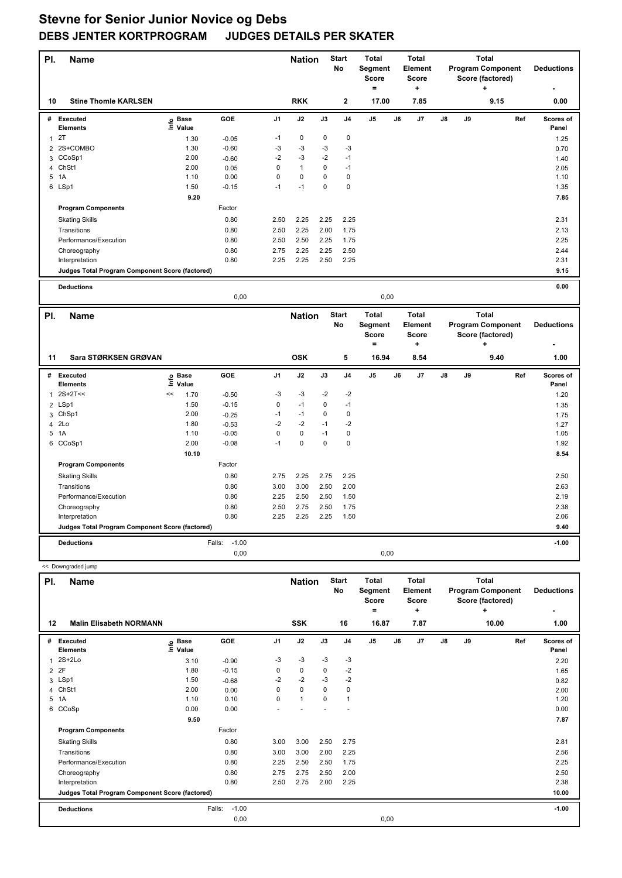# Stevne for Senior Junior Novice og Debs

## DEBS JENTER KORTPROGRAM JUDGES DETAILS PER SKATER

| Pl. | Name | Nation | Start No | Total Segment Score = | Total Element Score + | Total Program Component Score (factored) + | Deductions - |
|---|---|---|---|---|---|---|---|
| 10 | Stine Thomle KARLSEN | RKK | 2 | 17.00 | 7.85 | 9.15 | 0.00 |

| # | Executed Elements | Info | Base Value | GOE | J1 | J2 | J3 | J4 | J5 | J6 | J7 | J8 | J9 | Ref | Scores of Panel |
|---|---|---|---|---|---|---|---|---|---|---|---|---|---|---|---|
| 1 | 2T | | 1.30 | -0.05 | -1 | 0 | 0 | 0 | | | | | | | 1.25 |
| 2 | 2S+COMBO | | 1.30 | -0.60 | -3 | -3 | -3 | -3 | | | | | | | 0.70 |
| 3 | CCoSp1 | | 2.00 | -0.60 | -2 | -3 | -2 | -1 | | | | | | | 1.40 |
| 4 | ChSt1 | | 2.00 | 0.05 | 0 | 1 | 0 | -1 | | | | | | | 2.05 |
| 5 | 1A | | 1.10 | 0.00 | 0 | 0 | 0 | 0 | | | | | | | 1.10 |
| 6 | LSp1 | | 1.50 | -0.15 | -1 | -1 | 0 | 0 | | | | | | | 1.35 |
| | | | 9.20 | | | | | | | | | | | | 7.85 |
| | **Program Components** | | | Factor | | | | | | | | | | | |
| | Skating Skills | | | 0.80 | 2.50 | 2.25 | 2.25 | 2.25 | | | | | | | 2.31 |
| | Transitions | | | 0.80 | 2.50 | 2.25 | 2.00 | 1.75 | | | | | | | 2.13 |
| | Performance/Execution | | | 0.80 | 2.50 | 2.50 | 2.25 | 1.75 | | | | | | | 2.25 |
| | Choreography | | | 0.80 | 2.75 | 2.25 | 2.25 | 2.50 | | | | | | | 2.44 |
| | Interpretation | | | 0.80 | 2.25 | 2.25 | 2.50 | 2.25 | | | | | | | 2.31 |
| | **Judges Total Program Component Score (factored)** | | | | | | | | | | | | | | 9.15 |
| | **Deductions** | | | | | | | | | | | | | | 0.00 |
| | | | | 0,00 | | | | | 0,00 | | | | | | |

| Pl. | Name | Nation | Start No | Total Segment Score = | Total Element Score + | Total Program Component Score (factored) + | Deductions - |
|---|---|---|---|---|---|---|---|
| 11 | Sara STØRKSEN GRØVAN | OSK | 5 | 16.94 | 8.54 | 9.40 | 1.00 |

| # | Executed Elements | Info | Base Value | GOE | J1 | J2 | J3 | J4 | J5 | J6 | J7 | J8 | J9 | Ref | Scores of Panel |
|---|---|---|---|---|---|---|---|---|---|---|---|---|---|---|---|
| 1 | 2S+2T<< | << | 1.70 | -0.50 | -3 | -3 | -2 | -2 | | | | | | | 1.20 |
| 2 | LSp1 | | 1.50 | -0.15 | 0 | -1 | 0 | -1 | | | | | | | 1.35 |
| 3 | ChSp1 | | 2.00 | -0.25 | -1 | -1 | 0 | 0 | | | | | | | 1.75 |
| 4 | 2Lo | | 1.80 | -0.53 | -2 | -2 | -1 | -2 | | | | | | | 1.27 |
| 5 | 1A | | 1.10 | -0.05 | 0 | 0 | -1 | 0 | | | | | | | 1.05 |
| 6 | CCoSp1 | | 2.00 | -0.08 | -1 | 0 | 0 | 0 | | | | | | | 1.92 |
| | | | 10.10 | | | | | | | | | | | | 8.54 |
| | **Program Components** | | | Factor | | | | | | | | | | | |
| | Skating Skills | | | 0.80 | 2.75 | 2.25 | 2.75 | 2.25 | | | | | | | 2.50 |
| | Transitions | | | 0.80 | 3.00 | 3.00 | 2.50 | 2.00 | | | | | | | 2.63 |
| | Performance/Execution | | | 0.80 | 2.25 | 2.50 | 2.50 | 1.50 | | | | | | | 2.19 |
| | Choreography | | | 0.80 | 2.50 | 2.75 | 2.50 | 1.75 | | | | | | | 2.38 |
| | Interpretation | | | 0.80 | 2.25 | 2.25 | 2.25 | 1.50 | | | | | | | 2.06 |
| | **Judges Total Program Component Score (factored)** | | | | | | | | | | | | | | 9.40 |
| | **Deductions** | | | Falls: -1.00 | | | | | | | | | | | -1.00 |
| | | | | 0,00 | | | | | 0,00 | | | | | | |

<< Downgraded jump

| Pl. | Name | Nation | Start No | Total Segment Score = | Total Element Score + | Total Program Component Score (factored) + | Deductions - |
|---|---|---|---|---|---|---|---|
| 12 | Malin Elisabeth NORMANN | SSK | 16 | 16.87 | 7.87 | 10.00 | 1.00 |

| # | Executed Elements | Info | Base Value | GOE | J1 | J2 | J3 | J4 | J5 | J6 | J7 | J8 | J9 | Ref | Scores of Panel |
|---|---|---|---|---|---|---|---|---|---|---|---|---|---|---|---|
| 1 | 2S+2Lo | | 3.10 | -0.90 | -3 | -3 | -3 | -3 | | | | | | | 2.20 |
| 2 | 2F | | 1.80 | -0.15 | 0 | 0 | 0 | -2 | | | | | | | 1.65 |
| 3 | LSp1 | | 1.50 | -0.68 | -2 | -2 | -3 | -2 | | | | | | | 0.82 |
| 4 | ChSt1 | | 2.00 | 0.00 | 0 | 0 | 0 | 0 | | | | | | | 2.00 |
| 5 | 1A | | 1.10 | 0.10 | 0 | 1 | 0 | 1 | | | | | | | 1.20 |
| 6 | CCoSp | | 0.00 | 0.00 | - | - | - | - | | | | | | | 0.00 |
| | | | 9.50 | | | | | | | | | | | | 7.87 |
| | **Program Components** | | | Factor | | | | | | | | | | | |
| | Skating Skills | | | 0.80 | 3.00 | 3.00 | 2.50 | 2.75 | | | | | | | 2.81 |
| | Transitions | | | 0.80 | 3.00 | 3.00 | 2.00 | 2.25 | | | | | | | 2.56 |
| | Performance/Execution | | | 0.80 | 2.25 | 2.50 | 2.50 | 1.75 | | | | | | | 2.25 |
| | Choreography | | | 0.80 | 2.75 | 2.75 | 2.50 | 2.00 | | | | | | | 2.50 |
| | Interpretation | | | 0.80 | 2.50 | 2.75 | 2.00 | 2.25 | | | | | | | 2.38 |
| | **Judges Total Program Component Score (factored)** | | | | | | | | | | | | | | 10.00 |
| | **Deductions** | | | Falls: -1.00 | | | | | | | | | | | -1.00 |
| | | | | 0,00 | | | | | 0,00 | | | | | | |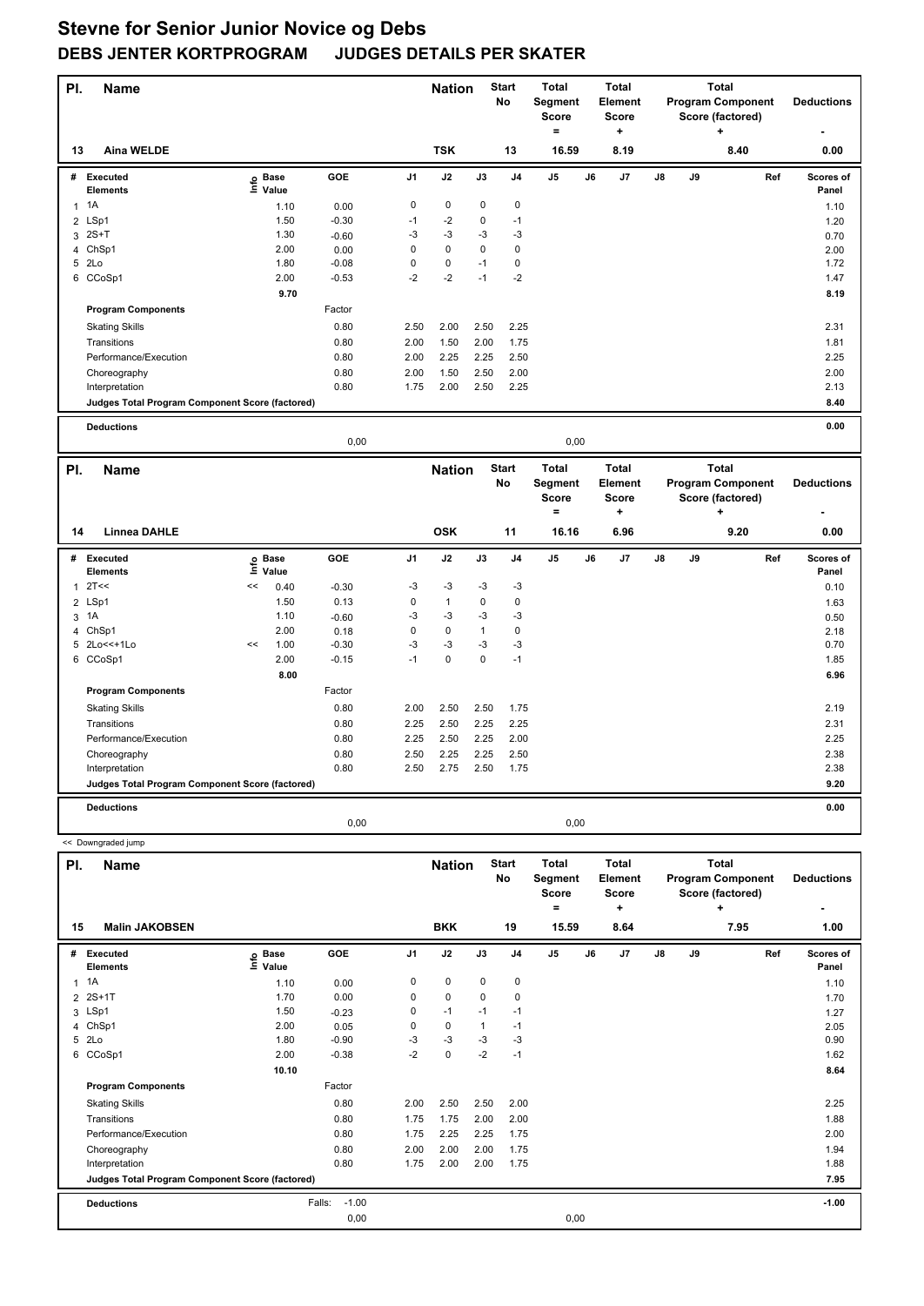# Stevne for Senior Junior Novice og Debs

## DEBS JENTER KORTPROGRAM JUDGES DETAILS PER SKATER

| Pl. | Name | Nation | Start No | Total Segment Score = | Total Element Score + | Total Program Component Score (factored) + | Deductions - |
|---|---|---|---|---|---|---|---|
| 13 | Aina WELDE | TSK | 13 | 16.59 | 8.19 | 8.40 | 0.00 |

| # | Executed Elements | Info | Base Value | GOE | J1 | J2 | J3 | J4 | J5 | J6 | J7 | J8 | J9 | Ref | Scores of Panel |
|---|---|---|---|---|---|---|---|---|---|---|---|---|---|---|---|
| 1 | 1A | | 1.10 | 0.00 | 0 | 0 | 0 | 0 | | | | | | | 1.10 |
| 2 | LSp1 | | 1.50 | -0.30 | -1 | -2 | 0 | -1 | | | | | | | 1.20 |
| 3 | 2S+T | | 1.30 | -0.60 | -3 | -3 | -3 | -3 | | | | | | | 0.70 |
| 4 | ChSp1 | | 2.00 | 0.00 | 0 | 0 | 0 | 0 | | | | | | | 2.00 |
| 5 | 2Lo | | 1.80 | -0.08 | 0 | 0 | -1 | 0 | | | | | | | 1.72 |
| 6 | CCoSp1 | | 2.00 | -0.53 | -2 | -2 | -1 | -2 | | | | | | | 1.47 |
| | | | 9.70 | | | | | | | | | | | | 8.19 |
| | **Program Components** | | | Factor | | | | | | | | | | | |
| | Skating Skills | | | 0.80 | 2.50 | 2.00 | 2.50 | 2.25 | | | | | | | 2.31 |
| | Transitions | | | 0.80 | 2.00 | 1.50 | 2.00 | 1.75 | | | | | | | 1.81 |
| | Performance/Execution | | | 0.80 | 2.00 | 2.25 | 2.25 | 2.50 | | | | | | | 2.25 |
| | Choreography | | | 0.80 | 2.00 | 1.50 | 2.50 | 2.00 | | | | | | | 2.00 |
| | Interpretation | | | 0.80 | 1.75 | 2.00 | 2.50 | 2.25 | | | | | | | 2.13 |
| | **Judges Total Program Component Score (factored)** | | | | | | | | | | | | | | 8.40 |
| | **Deductions** | | | | | | | | | | | | | | 0.00 |
| | | | | 0,00 | | | | | 0,00 | | | | | | |

| Pl. | Name | Nation | Start No | Total Segment Score = | Total Element Score + | Total Program Component Score (factored) + | Deductions - |
|---|---|---|---|---|---|---|---|
| 14 | Linnea DAHLE | OSK | 11 | 16.16 | 6.96 | 9.20 | 0.00 |

| # | Executed Elements | Info | Base Value | GOE | J1 | J2 | J3 | J4 | J5 | J6 | J7 | J8 | J9 | Ref | Scores of Panel |
|---|---|---|---|---|---|---|---|---|---|---|---|---|---|---|---|
| 1 | 2T<< | << | 0.40 | -0.30 | -3 | -3 | -3 | -3 | | | | | | | 0.10 |
| 2 | LSp1 | | 1.50 | 0.13 | 0 | 1 | 0 | 0 | | | | | | | 1.63 |
| 3 | 1A | | 1.10 | -0.60 | -3 | -3 | -3 | -3 | | | | | | | 0.50 |
| 4 | ChSp1 | | 2.00 | 0.18 | 0 | 0 | 1 | 0 | | | | | | | 2.18 |
| 5 | 2Lo<<+1Lo | << | 1.00 | -0.30 | -3 | -3 | -3 | -3 | | | | | | | 0.70 |
| 6 | CCoSp1 | | 2.00 | -0.15 | -1 | 0 | 0 | -1 | | | | | | | 1.85 |
| | | | 8.00 | | | | | | | | | | | | 6.96 |
| | **Program Components** | | | Factor | | | | | | | | | | | |
| | Skating Skills | | | 0.80 | 2.00 | 2.50 | 2.50 | 1.75 | | | | | | | 2.19 |
| | Transitions | | | 0.80 | 2.25 | 2.50 | 2.25 | 2.25 | | | | | | | 2.31 |
| | Performance/Execution | | | 0.80 | 2.25 | 2.50 | 2.25 | 2.00 | | | | | | | 2.25 |
| | Choreography | | | 0.80 | 2.50 | 2.25 | 2.25 | 2.50 | | | | | | | 2.38 |
| | Interpretation | | | 0.80 | 2.50 | 2.75 | 2.50 | 1.75 | | | | | | | 2.38 |
| | **Judges Total Program Component Score (factored)** | | | | | | | | | | | | | | 9.20 |
| | **Deductions** | | | | | | | | | | | | | | 0.00 |
| | | | | 0,00 | | | | | 0,00 | | | | | | |

<< Downgraded jump

| Pl. | Name | Nation | Start No | Total Segment Score = | Total Element Score + | Total Program Component Score (factored) + | Deductions - |
|---|---|---|---|---|---|---|---|
| 15 | Malin JAKOBSEN | BKK | 19 | 15.59 | 8.64 | 7.95 | 1.00 |

| # | Executed Elements | Info | Base Value | GOE | J1 | J2 | J3 | J4 | J5 | J6 | J7 | J8 | J9 | Ref | Scores of Panel |
|---|---|---|---|---|---|---|---|---|---|---|---|---|---|---|---|
| 1 | 1A | | 1.10 | 0.00 | 0 | 0 | 0 | 0 | | | | | | | 1.10 |
| 2 | 2S+1T | | 1.70 | 0.00 | 0 | 0 | 0 | 0 | | | | | | | 1.70 |
| 3 | LSp1 | | 1.50 | -0.23 | 0 | -1 | -1 | -1 | | | | | | | 1.27 |
| 4 | ChSp1 | | 2.00 | 0.05 | 0 | 0 | 1 | -1 | | | | | | | 2.05 |
| 5 | 2Lo | | 1.80 | -0.90 | -3 | -3 | -3 | -3 | | | | | | | 0.90 |
| 6 | CCoSp1 | | 2.00 | -0.38 | -2 | 0 | -2 | -1 | | | | | | | 1.62 |
| | | | 10.10 | | | | | | | | | | | | 8.64 |
| | **Program Components** | | | Factor | | | | | | | | | | | |
| | Skating Skills | | | 0.80 | 2.00 | 2.50 | 2.50 | 2.00 | | | | | | | 2.25 |
| | Transitions | | | 0.80 | 1.75 | 1.75 | 2.00 | 2.00 | | | | | | | 1.88 |
| | Performance/Execution | | | 0.80 | 1.75 | 2.25 | 2.25 | 1.75 | | | | | | | 2.00 |
| | Choreography | | | 0.80 | 2.00 | 2.00 | 2.00 | 1.75 | | | | | | | 1.94 |
| | Interpretation | | | 0.80 | 1.75 | 2.00 | 2.00 | 1.75 | | | | | | | 1.88 |
| | **Judges Total Program Component Score (factored)** | | | | | | | | | | | | | | 7.95 |
| | **Deductions** | | Falls: | -1.00 | | | | | | | | | | | -1.00 |
| | | | | 0,00 | | | | | 0,00 | | | | | | |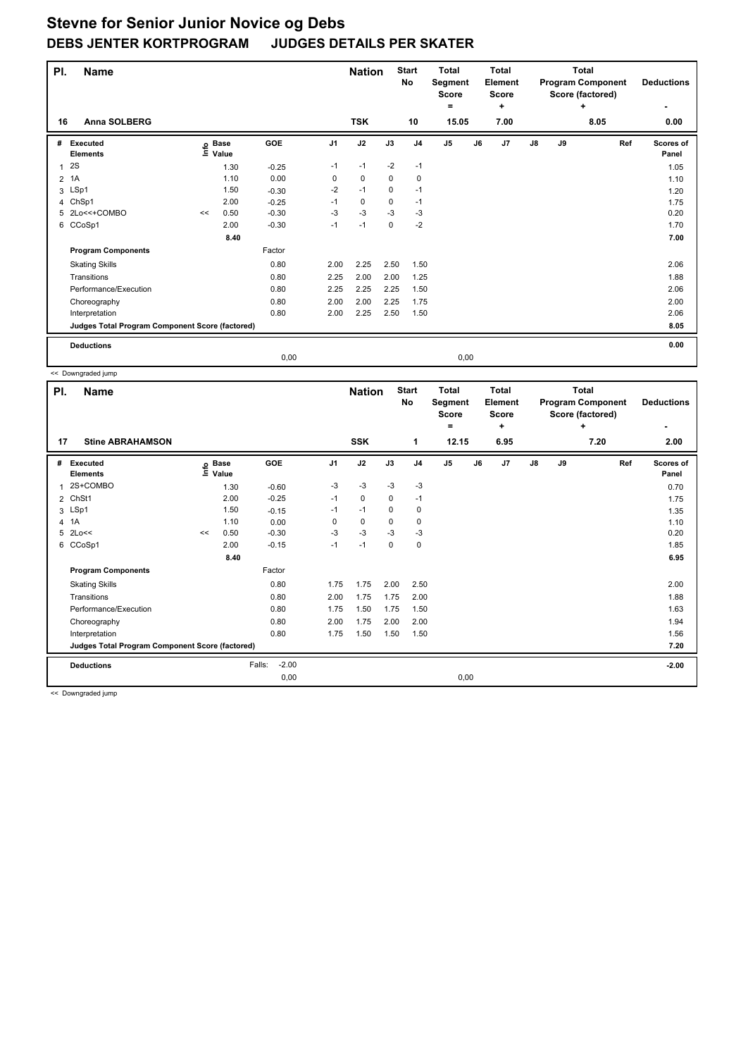# Stevne for Senior Junior Novice og Debs

## DEBS JENTER KORTPROGRAM    JUDGES DETAILS PER SKATER

| Pl. | Name | Nation | Start No | Total Segment Score = | Total Element Score + | Total Program Component Score (factored) + | Deductions - |
|---|---|---|---|---|---|---|---|
| 16 | Anna SOLBERG | TSK | 10 | 15.05 | 7.00 | 8.05 | 0.00 |

| # | Executed Elements | Info | Base Value | GOE | J1 | J2 | J3 | J4 | J5 | J6 | J7 | J8 | J9 | Ref | Scores of Panel |
|---|---|---|---|---|---|---|---|---|---|---|---|---|---|---|---|
| 1 | 2S | | 1.30 | -0.25 | -1 | -1 | -2 | -1 | | | | | | | 1.05 |
| 2 | 1A | | 1.10 | 0.00 | 0 | 0 | 0 | 0 | | | | | | | 1.10 |
| 3 | LSp1 | | 1.50 | -0.30 | -2 | -1 | 0 | -1 | | | | | | | 1.20 |
| 4 | ChSp1 | | 2.00 | -0.25 | -1 | 0 | 0 | -1 | | | | | | | 1.75 |
| 5 | 2Lo<<+COMBO | << | 0.50 | -0.30 | -3 | -3 | -3 | -3 | | | | | | | 0.20 |
| 6 | CCoSp1 | | 2.00 | -0.30 | -1 | -1 | 0 | -2 | | | | | | | 1.70 |
| | | | 8.40 | | | | | | | | | | | | 7.00 |
| | **Program Components** | | | Factor | | | | | | | | | | | |
| | Skating Skills | | | 0.80 | 2.00 | 2.25 | 2.50 | 1.50 | | | | | | | 2.06 |
| | Transitions | | | 0.80 | 2.25 | 2.00 | 2.00 | 1.25 | | | | | | | 1.88 |
| | Performance/Execution | | | 0.80 | 2.25 | 2.25 | 2.25 | 1.50 | | | | | | | 2.06 |
| | Choreography | | | 0.80 | 2.00 | 2.00 | 2.25 | 1.75 | | | | | | | 2.00 |
| | Interpretation | | | 0.80 | 2.00 | 2.25 | 2.50 | 1.50 | | | | | | | 2.06 |
| | **Judges Total Program Component Score (factored)** | | | | | | | | | | | | | | 8.05 |
| | **Deductions** | | | | | | | | | | | | | | 0.00 |
| | | | | 0,00 | | | | | 0,00 | | | | | | |

<< Downgraded jump

| Pl. | Name | Nation | Start No | Total Segment Score = | Total Element Score + | Total Program Component Score (factored) + | Deductions - |
|---|---|---|---|---|---|---|---|
| 17 | Stine ABRAHAMSON | SSK | 1 | 12.15 | 6.95 | 7.20 | 2.00 |

| # | Executed Elements | Info | Base Value | GOE | J1 | J2 | J3 | J4 | J5 | J6 | J7 | J8 | J9 | Ref | Scores of Panel |
|---|---|---|---|---|---|---|---|---|---|---|---|---|---|---|---|
| 1 | 2S+COMBO | | 1.30 | -0.60 | -3 | -3 | -3 | -3 | | | | | | | 0.70 |
| 2 | ChSt1 | | 2.00 | -0.25 | -1 | 0 | 0 | -1 | | | | | | | 1.75 |
| 3 | LSp1 | | 1.50 | -0.15 | -1 | -1 | 0 | 0 | | | | | | | 1.35 |
| 4 | 1A | | 1.10 | 0.00 | 0 | 0 | 0 | 0 | | | | | | | 1.10 |
| 5 | 2Lo<< | << | 0.50 | -0.30 | -3 | -3 | -3 | -3 | | | | | | | 0.20 |
| 6 | CCoSp1 | | 2.00 | -0.15 | -1 | -1 | 0 | 0 | | | | | | | 1.85 |
| | | | 8.40 | | | | | | | | | | | | 6.95 |
| | **Program Components** | | | Factor | | | | | | | | | | | |
| | Skating Skills | | | 0.80 | 1.75 | 1.75 | 2.00 | 2.50 | | | | | | | 2.00 |
| | Transitions | | | 0.80 | 2.00 | 1.75 | 1.75 | 2.00 | | | | | | | 1.88 |
| | Performance/Execution | | | 0.80 | 1.75 | 1.50 | 1.75 | 1.50 | | | | | | | 1.63 |
| | Choreography | | | 0.80 | 2.00 | 1.75 | 2.00 | 2.00 | | | | | | | 1.94 |
| | Interpretation | | | 0.80 | 1.75 | 1.50 | 1.50 | 1.50 | | | | | | | 1.56 |
| | **Judges Total Program Component Score (factored)** | | | | | | | | | | | | | | 7.20 |
| | **Deductions** | | | Falls: -2.00 | | | | | | | | | | | -2.00 |
| | | | | 0,00 | | | | | 0,00 | | | | | | |

<< Downgraded jump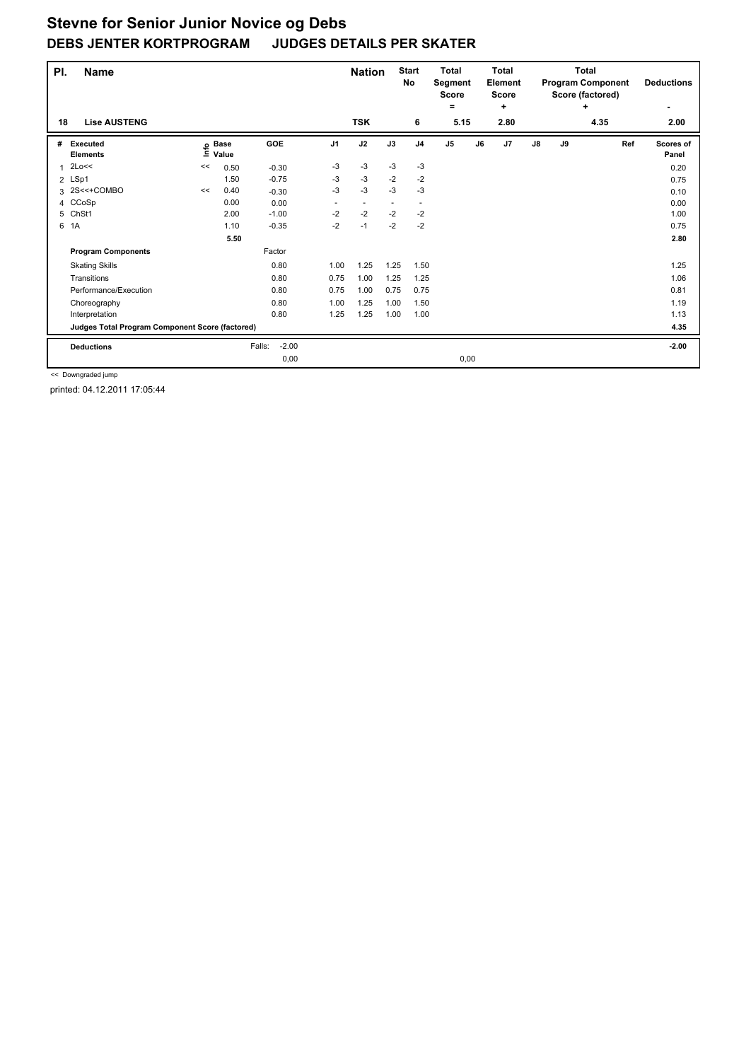# Stevne for Senior Junior Novice og Debs

## DEBS JENTER KORTPROGRAM     JUDGES DETAILS PER SKATER

| Pl. | Name | Nation | Start No | Total Segment Score = | Total Element Score + | Total Program Component Score (factored) + | Deductions - |
|---|---|---|---|---|---|---|---|
| 18 | Lise AUSTENG | TSK | 6 | 5.15 | 2.80 | 4.35 | 2.00 |

| # | Executed Elements | Info | Base Value | GOE | J1 | J2 | J3 | J4 | J5 | J6 | J7 | J8 | J9 | Ref | Scores of Panel |
|---|---|---|---|---|---|---|---|---|---|---|---|---|---|---|---|
| 1 | 2Lo<< | << | 0.50 | -0.30 | -3 | -3 | -3 | -3 | | | | | | | 0.20 |
| 2 | LSp1 | | 1.50 | -0.75 | -3 | -3 | -2 | -2 | | | | | | | 0.75 |
| 3 | 2S<<+COMBO | << | 0.40 | -0.30 | -3 | -3 | -3 | -3 | | | | | | | 0.10 |
| 4 | CCoSp | | 0.00 | 0.00 | - | - | - | - | | | | | | | 0.00 |
| 5 | ChSt1 | | 2.00 | -1.00 | -2 | -2 | -2 | -2 | | | | | | | 1.00 |
| 6 | 1A | | 1.10 | -0.35 | -2 | -1 | -2 | -2 | | | | | | | 0.75 |
| | | | 5.50 | | | | | | | | | | | | 2.80 |
| | **Program Components** | | | Factor | | | | | | | | | | | |
| | Skating Skills | | | 0.80 | 1.00 | 1.25 | 1.25 | 1.50 | | | | | | | 1.25 |
| | Transitions | | | 0.80 | 0.75 | 1.00 | 1.25 | 1.25 | | | | | | | 1.06 |
| | Performance/Execution | | | 0.80 | 0.75 | 1.00 | 0.75 | 0.75 | | | | | | | 0.81 |
| | Choreography | | | 0.80 | 1.00 | 1.25 | 1.00 | 1.50 | | | | | | | 1.19 |
| | Interpretation | | | 0.80 | 1.25 | 1.25 | 1.00 | 1.00 | | | | | | | 1.13 |
| | **Judges Total Program Component Score (factored)** | | | | | | | | | | | | | | 4.35 |
| | **Deductions** | | | Falls: -2.00 | | | | | | | | | | | -2.00 |
| | | | | 0,00 | | | | | 0,00 | | | | | | |

<< Downgraded jump

printed: 04.12.2011 17:05:44